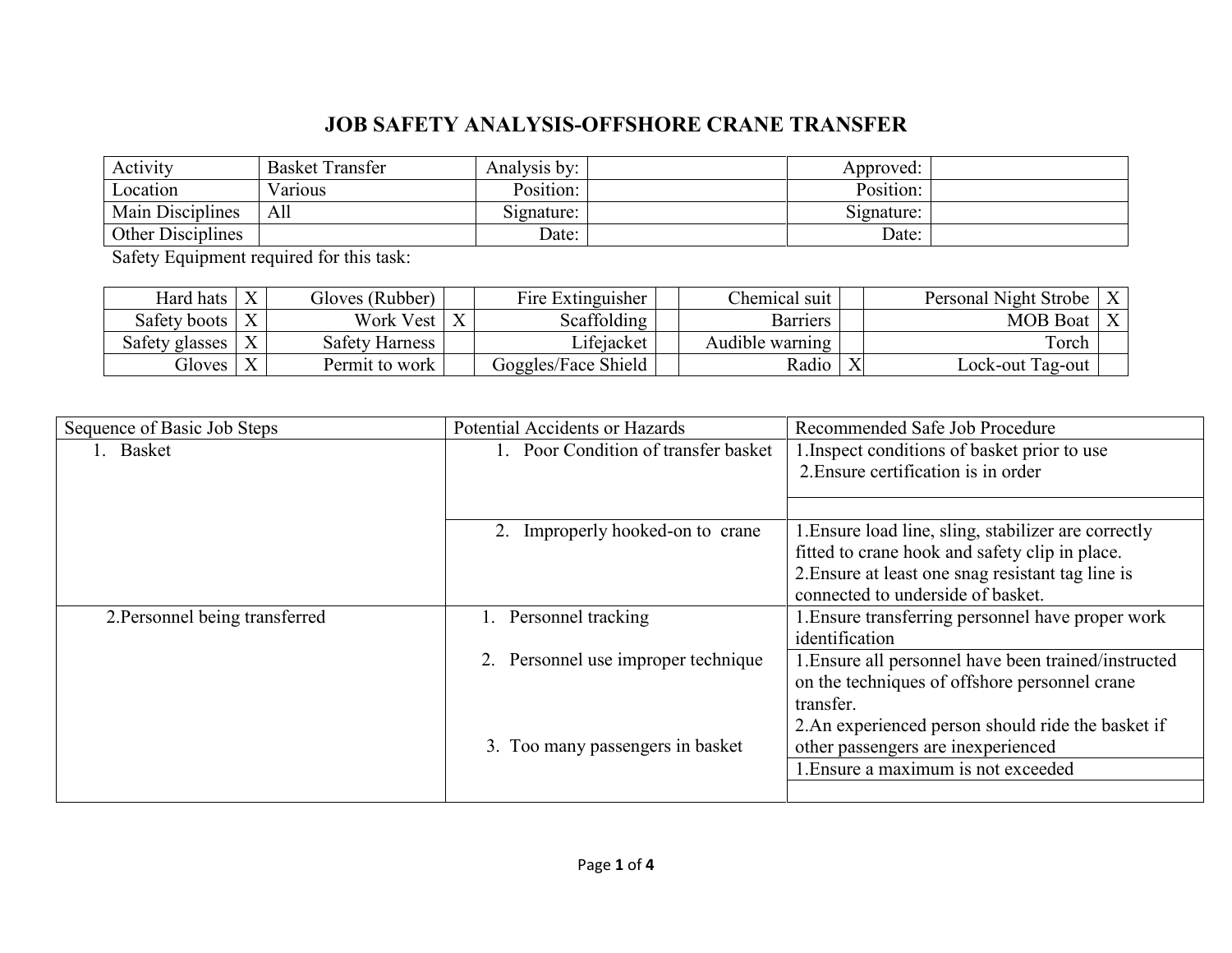# JOB SAFETY ANALYSIS-OFFSHORE CRANE TRANSFER

| Activity | Basket Transfer | Analysis by: | | Approved: | |
|---|---|---|---|---|---|
| Location | Various | Position: | | Position: | |
| Main Disciplines | All | Signature: | | Signature: | |
| Other Disciplines | | Date: | | Date: | |

Safety Equipment required for this task:

| Hard hats | X | Gloves (Rubber) | | Fire Extinguisher | | Chemical suit | | Personal Night Strobe | X |
|---|---|---|---|---|---|---|---|---|---|
| Safety boots | X | Work Vest | X | Scaffolding | | Barriers | | MOB Boat | X |
| Safety glasses | X | Safety Harness | | Lifejacket | | Audible warning | | Torch | |
| Gloves | X | Permit to work | | Goggles/Face Shield | | Radio | X | Lock-out Tag-out | |

| Sequence of Basic Job Steps | Potential Accidents or Hazards | Recommended Safe Job Procedure |
|---|---|---|
| 1. Basket | 1. Poor Condition of transfer basket | 1.Inspect conditions of basket prior to use<br>2.Ensure certification is in order |
| | 2. Improperly hooked-on to crane | 1.Ensure load line, sling, stabilizer are correctly fitted to crane hook and safety clip in place.<br>2.Ensure at least one snag resistant tag line is connected to underside of basket. |
| 2.Personnel being transferred | 1. Personnel tracking | 1.Ensure transferring personnel have proper work identification |
| | 2. Personnel use improper technique | 1.Ensure all personnel have been trained/instructed on the techniques of offshore personnel crane transfer.<br>2.An experienced person should ride the basket if other passengers are inexperienced |
| | 3. Too many passengers in basket | 1.Ensure a maximum is not exceeded |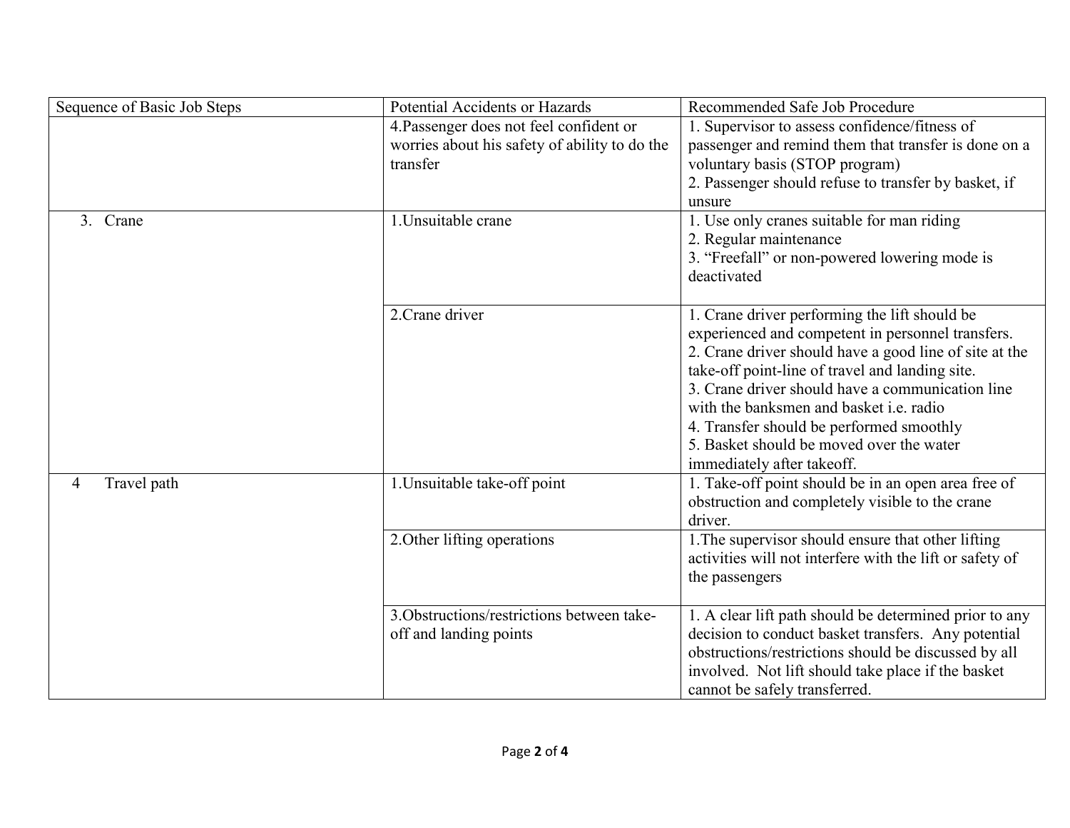| Sequence of Basic Job Steps | Potential Accidents or Hazards | Recommended Safe Job Procedure |
|---|---|---|
| | 4.Passenger does not feel confident or worries about his safety of ability to do the transfer | 1. Supervisor to assess confidence/fitness of passenger and remind them that transfer is done on a voluntary basis (STOP program)<br>2. Passenger should refuse to transfer by basket, if unsure |
| 3. Crane | 1.Unsuitable crane | 1. Use only cranes suitable for man riding<br>2. Regular maintenance<br>3. “Freefall” or non-powered lowering mode is deactivated |
| | 2.Crane driver | 1. Crane driver performing the lift should be experienced and competent in personnel transfers.<br>2. Crane driver should have a good line of site at the take-off point-line of travel and landing site.<br>3. Crane driver should have a communication line with the banksmen and basket i.e. radio<br>4. Transfer should be performed smoothly<br>5. Basket should be moved over the water immediately after takeoff. |
| 4 Travel path | 1.Unsuitable take-off point | 1. Take-off point should be in an open area free of obstruction and completely visible to the crane driver. |
| | 2.Other lifting operations | 1.The supervisor should ensure that other lifting activities will not interfere with the lift or safety of the passengers |
| | 3.Obstructions/restrictions between take-off and landing points | 1. A clear lift path should be determined prior to any decision to conduct basket transfers. Any potential obstructions/restrictions should be discussed by all involved. Not lift should take place if the basket cannot be safely transferred. |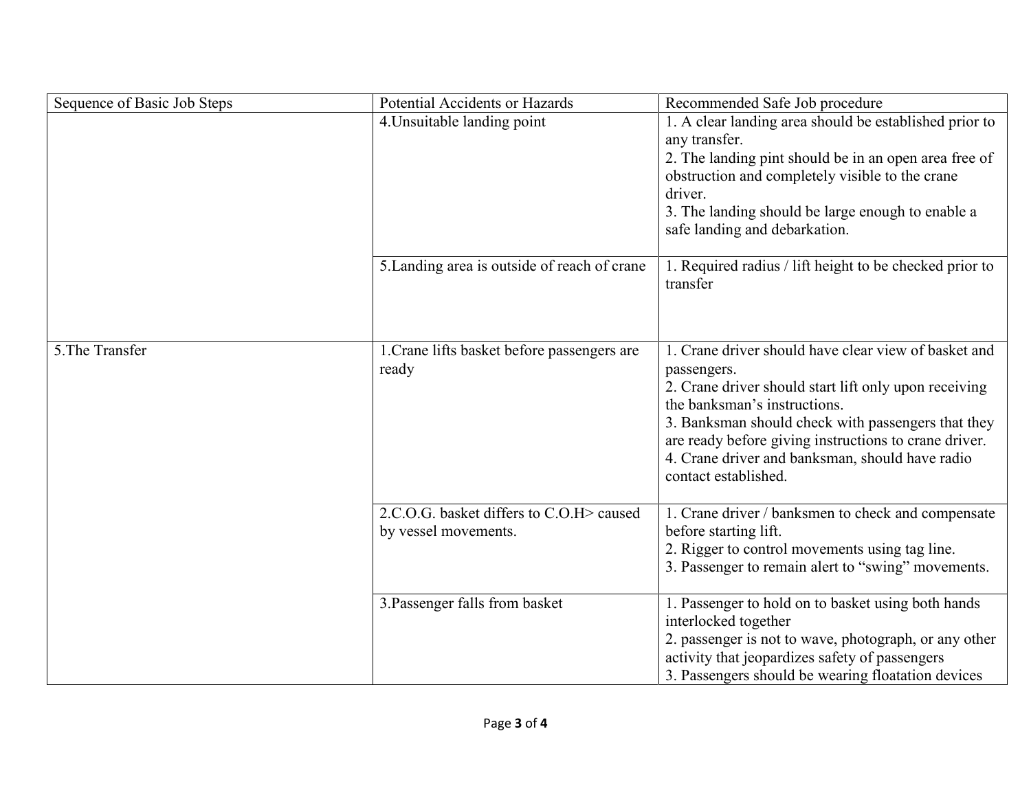| Sequence of Basic Job Steps | Potential Accidents or Hazards | Recommended Safe Job procedure |
|---|---|---|
| | 4.Unsuitable landing point | 1. A clear landing area should be established prior to any transfer.<br>2. The landing pint should be in an open area free of obstruction and completely visible to the crane driver.<br>3. The landing should be large enough to enable a safe landing and debarkation. |
| | 5.Landing area is outside of reach of crane | 1. Required radius / lift height to be checked prior to transfer |
| 5.The Transfer | 1.Crane lifts basket before passengers are ready | 1. Crane driver should have clear view of basket and passengers.<br>2. Crane driver should start lift only upon receiving the banksman's instructions.<br>3. Banksman should check with passengers that they are ready before giving instructions to crane driver.<br>4. Crane driver and banksman, should have radio contact established. |
| | 2.C.O.G. basket differs to C.O.H> caused by vessel movements. | 1. Crane driver / banksmen to check and compensate before starting lift.<br>2. Rigger to control movements using tag line.<br>3. Passenger to remain alert to "swing" movements. |
| | 3.Passenger falls from basket | 1. Passenger to hold on to basket using both hands interlocked together<br>2. passenger is not to wave, photograph, or any other activity that jeopardizes safety of passengers<br>3. Passengers should be wearing floatation devices |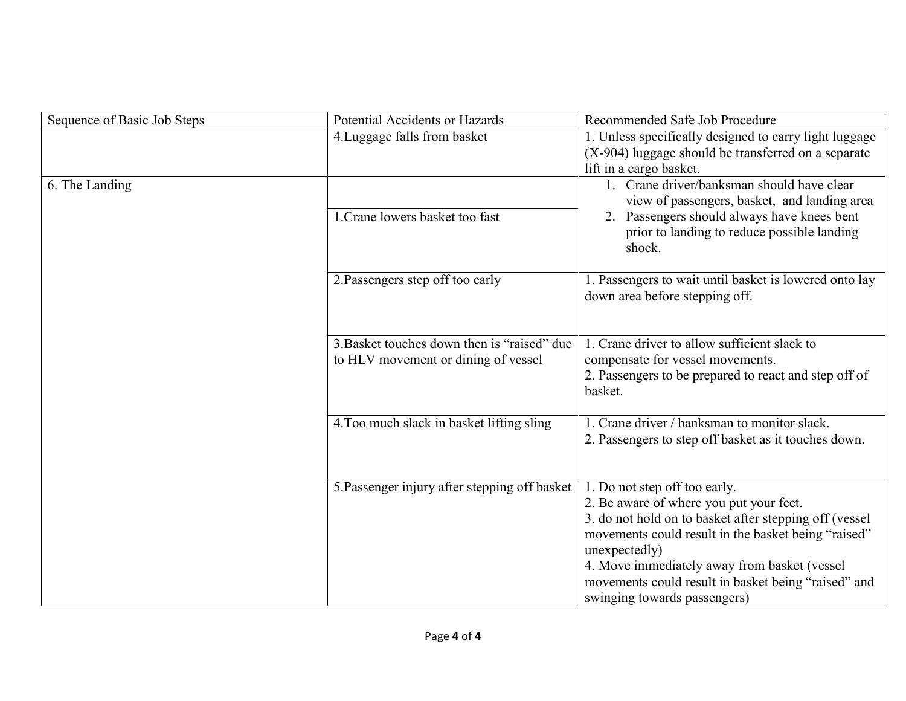| Sequence of Basic Job Steps | Potential Accidents or Hazards | Recommended Safe Job Procedure |
|---|---|---|
| | 4.Luggage falls from basket | 1. Unless specifically designed to carry light luggage (X-904) luggage should be transferred on a separate lift in a cargo basket. |
| 6. The Landing | | 1. Crane driver/banksman should have clear view of passengers, basket, and landing area<br>2. Passengers should always have knees bent prior to landing to reduce possible landing shock. |
| | 1.Crane lowers basket too fast | |
| | 2.Passengers step off too early | 1. Passengers to wait until basket is lowered onto lay down area before stepping off. |
| | 3.Basket touches down then is "raised" due to HLV movement or dining of vessel | 1. Crane driver to allow sufficient slack to compensate for vessel movements.<br>2. Passengers to be prepared to react and step off of basket. |
| | 4.Too much slack in basket lifting sling | 1. Crane driver / banksman to monitor slack.<br>2. Passengers to step off basket as it touches down. |
| | 5.Passenger injury after stepping off basket | 1. Do not step off too early.<br>2. Be aware of where you put your feet.<br>3. do not hold on to basket after stepping off (vessel movements could result in the basket being "raised" unexpectedly)<br>4. Move immediately away from basket (vessel movements could result in basket being "raised" and swinging towards passengers) |